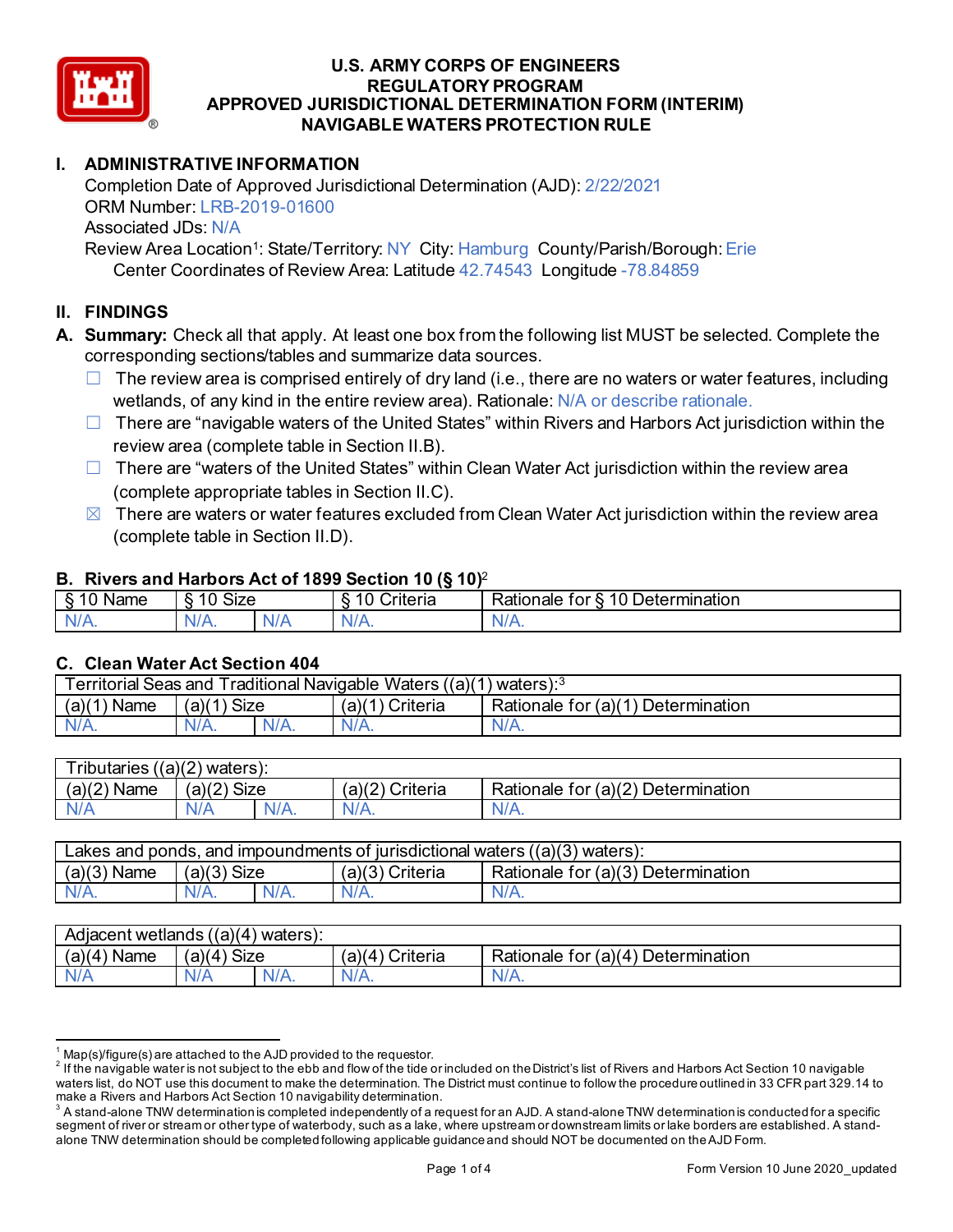# U.S. ARMY CORPS OF ENGINEERS
# REGULATORY PROGRAM
# APPROVED JURISDICTIONAL DETERMINATION FORM (INTERIM)
# NAVIGABLE WATERS PROTECTION RULE

## I. ADMINISTRATIVE INFORMATION

Completion Date of Approved Jurisdictional Determination (AJD): 2/22/2021
ORM Number: LRB-2019-01600
Associated JDs: N/A
Review Area Location[1]: State/Territory: NY City: Hamburg County/Parish/Borough: Erie
Center Coordinates of Review Area: Latitude 42.74543 Longitude -78.84859

## II. FINDINGS

**A. Summary:** Check all that apply. At least one box from the following list MUST be selected. Complete the corresponding sections/tables and summarize data sources.

- ☐ The review area is comprised entirely of dry land (i.e., there are no waters or water features, including wetlands, of any kind in the entire review area). Rationale: N/A or describe rationale.
- ☐ There are "navigable waters of the United States" within Rivers and Harbors Act jurisdiction within the review area (complete table in Section II.B).
- ☐ There are "waters of the United States" within Clean Water Act jurisdiction within the review area (complete appropriate tables in Section II.C).
- ☒ There are waters or water features excluded from Clean Water Act jurisdiction within the review area (complete table in Section II.D).

### B. Rivers and Harbors Act of 1899 Section 10 (§ 10)[2]

| § 10 Name | § 10 Size | | § 10 Criteria | Rationale for § 10 Determination |
|---|---|---|---|---|
| N/A. | N/A. | N/A | N/A. | N/A. |

### C. Clean Water Act Section 404

| Territorial Seas and Traditional Navigable Waters ((a)(1) waters):[3] | | | | |
|---|---|---|---|---|
| (a)(1) Name | (a)(1) Size | | (a)(1) Criteria | Rationale for (a)(1) Determination |
| N/A. | N/A. | N/A. | N/A. | N/A. |

| Tributaries ((a)(2) waters): | | | | |
|---|---|---|---|---|
| (a)(2) Name | (a)(2) Size | | (a)(2) Criteria | Rationale for (a)(2) Determination |
| N/A | N/A | N/A. | N/A. | N/A. |

| Lakes and ponds, and impoundments of jurisdictional waters ((a)(3) waters): | | | | |
|---|---|---|---|---|
| (a)(3) Name | (a)(3) Size | | (a)(3) Criteria | Rationale for (a)(3) Determination |
| N/A. | N/A. | N/A. | N/A. | N/A. |

| Adjacent wetlands ((a)(4) waters): | | | | |
|---|---|---|---|---|
| (a)(4) Name | (a)(4) Size | | (a)(4) Criteria | Rationale for (a)(4) Determination |
| N/A | N/A | N/A. | N/A. | N/A. |

---

[1] Map(s)/figure(s) are attached to the AJD provided to the requestor.

[2] If the navigable water is not subject to the ebb and flow of the tide or included on the District's list of Rivers and Harbors Act Section 10 navigable waters list, do NOT use this document to make the determination. The District must continue to follow the procedure outlined in 33 CFR part 329.14 to make a Rivers and Harbors Act Section 10 navigability determination.

[3] A stand-alone TNW determination is completed independently of a request for an AJD. A stand-alone TNW determination is conducted for a specific segment of river or stream or other type of waterbody, such as a lake, where upstream or downstream limits or lake borders are established. A stand-alone TNW determination should be completed following applicable guidance and should NOT be documented on the AJD Form.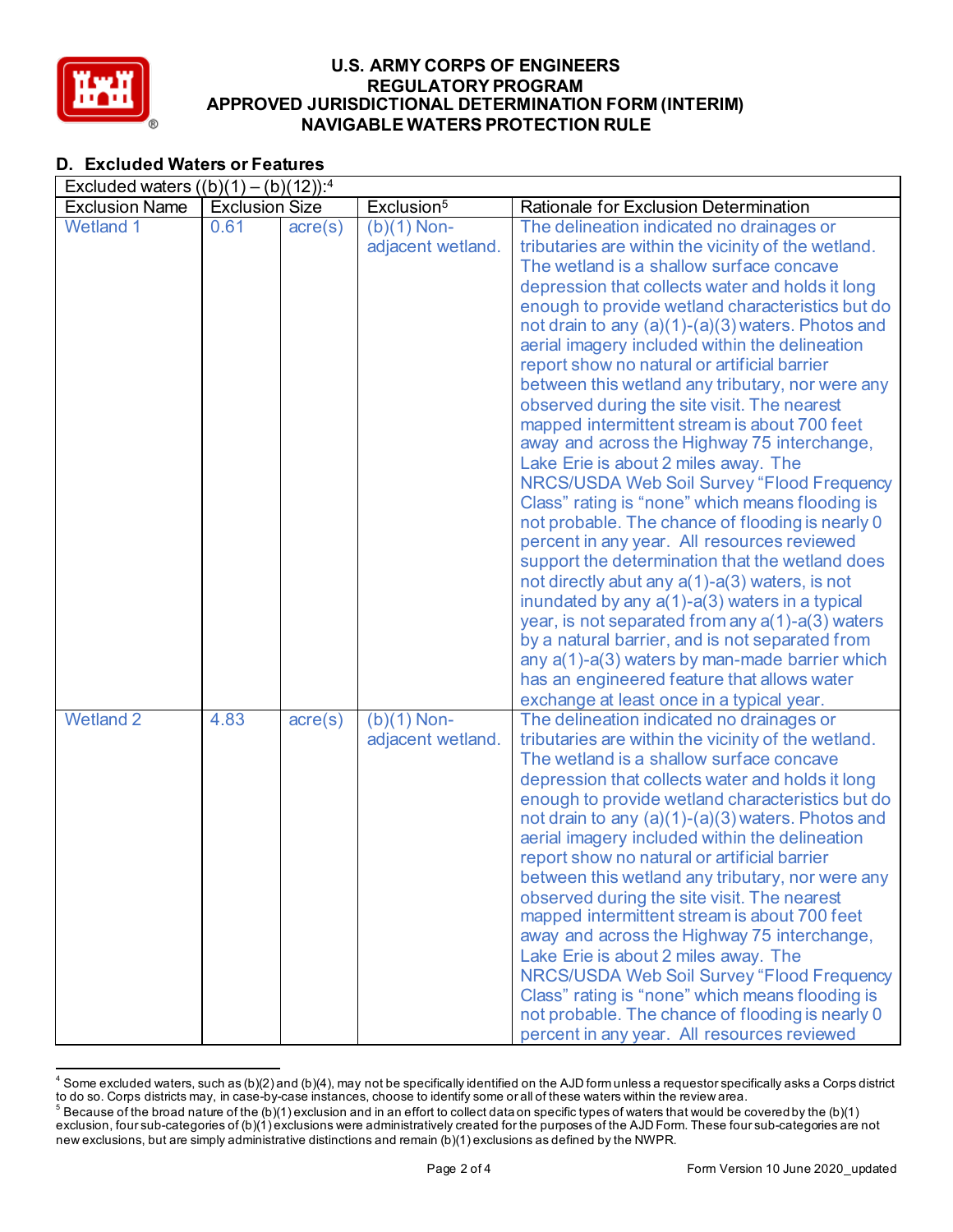# U.S. ARMY CORPS OF ENGINEERS
# REGULATORY PROGRAM
# APPROVED JURISDICTIONAL DETERMINATION FORM (INTERIM)
# NAVIGABLE WATERS PROTECTION RULE

## D. Excluded Waters or Features

| Excluded waters ((b)(1) – (b)(12)):[4] | | | | |
|---|---|---|---|---|
| Exclusion Name | Exclusion Size | | Exclusion[5] | Rationale for Exclusion Determination |
| Wetland 1 | 0.61 | acre(s) | (b)(1) Non-adjacent wetland. | The delineation indicated no drainages or tributaries are within the vicinity of the wetland. The wetland is a shallow surface concave depression that collects water and holds it long enough to provide wetland characteristics but do not drain to any (a)(1)-(a)(3) waters. Photos and aerial imagery included within the delineation report show no natural or artificial barrier between this wetland any tributary, nor were any observed during the site visit. The nearest mapped intermittent stream is about 700 feet away and across the Highway 75 interchange, Lake Erie is about 2 miles away. The NRCS/USDA Web Soil Survey "Flood Frequency Class" rating is "none" which means flooding is not probable. The chance of flooding is nearly 0 percent in any year. All resources reviewed support the determination that the wetland does not directly abut any a(1)-a(3) waters, is not inundated by any a(1)-a(3) waters in a typical year, is not separated from any a(1)-a(3) waters by a natural barrier, and is not separated from any a(1)-a(3) waters by man-made barrier which has an engineered feature that allows water exchange at least once in a typical year. |
| Wetland 2 | 4.83 | acre(s) | (b)(1) Non-adjacent wetland. | The delineation indicated no drainages or tributaries are within the vicinity of the wetland. The wetland is a shallow surface concave depression that collects water and holds it long enough to provide wetland characteristics but do not drain to any (a)(1)-(a)(3) waters. Photos and aerial imagery included within the delineation report show no natural or artificial barrier between this wetland any tributary, nor were any observed during the site visit. The nearest mapped intermittent stream is about 700 feet away and across the Highway 75 interchange, Lake Erie is about 2 miles away. The NRCS/USDA Web Soil Survey "Flood Frequency Class" rating is "none" which means flooding is not probable. The chance of flooding is nearly 0 percent in any year. All resources reviewed |

[4] Some excluded waters, such as (b)(2) and (b)(4), may not be specifically identified on the AJD form unless a requestor specifically asks a Corps district to do so. Corps districts may, in case-by-case instances, choose to identify some or all of these waters within the review area.

[5] Because of the broad nature of the (b)(1) exclusion and in an effort to collect data on specific types of waters that would be covered by the (b)(1) exclusion, four sub-categories of (b)(1) exclusions were administratively created for the purposes of the AJD Form. These four sub-categories are not new exclusions, but are simply administrative distinctions and remain (b)(1) exclusions as defined by the NWPR.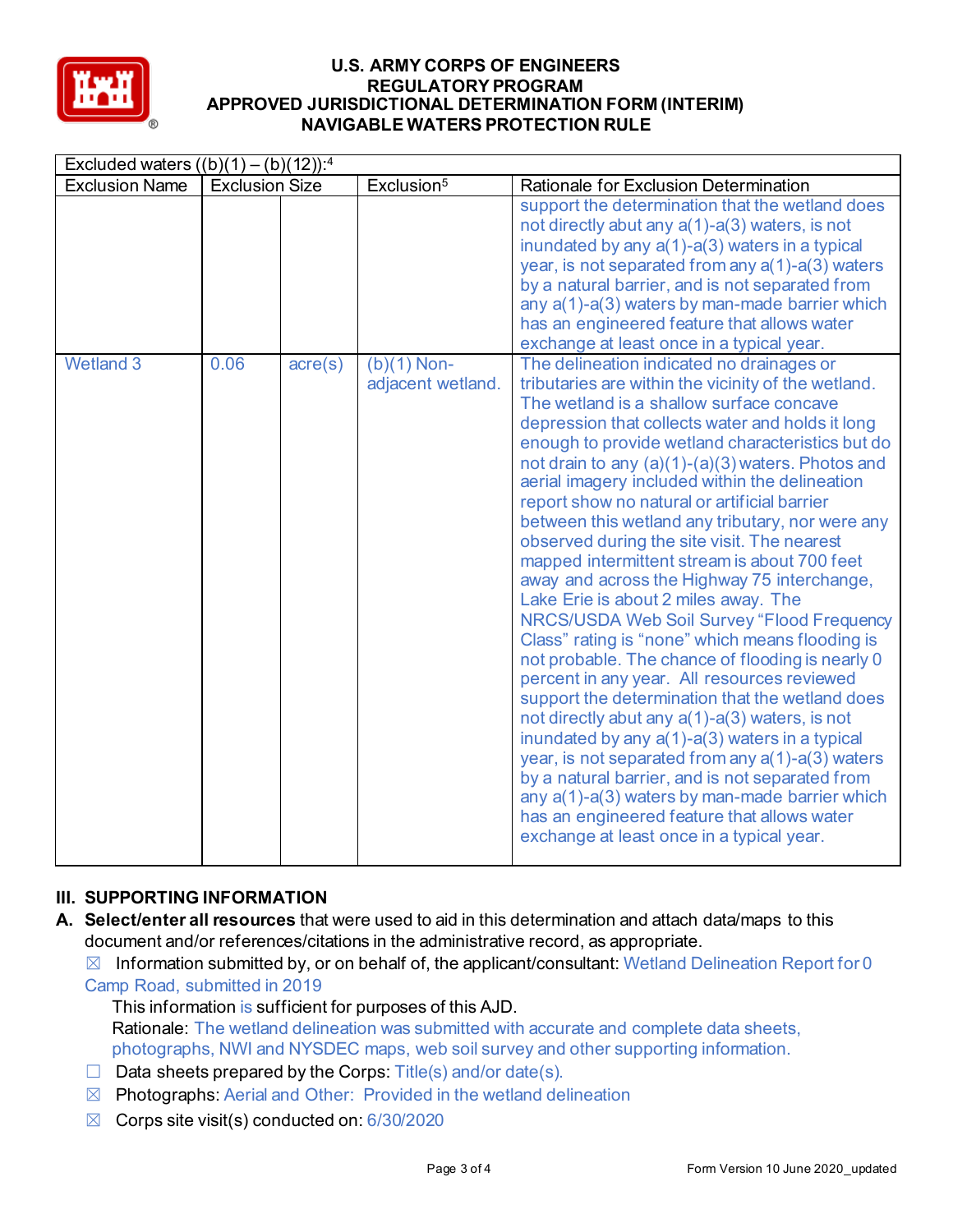| Excluded waters ((b)(1) – (b)(12)):[4] | | | | |
|---|---|---|---|---|
| Exclusion Name | Exclusion Size | | Exclusion[5] | Rationale for Exclusion Determination |
| | | | | support the determination that the wetland does not directly abut any a(1)-a(3) waters, is not inundated by any a(1)-a(3) waters in a typical year, is not separated from any a(1)-a(3) waters by a natural barrier, and is not separated from any a(1)-a(3) waters by man-made barrier which has an engineered feature that allows water exchange at least once in a typical year. |
| Wetland 3 | 0.06 | acre(s) | (b)(1) Non-adjacent wetland. | The delineation indicated no drainages or tributaries are within the vicinity of the wetland. The wetland is a shallow surface concave depression that collects water and holds it long enough to provide wetland characteristics but do not drain to any (a)(1)-(a)(3) waters. Photos and aerial imagery included within the delineation report show no natural or artificial barrier between this wetland any tributary, nor were any observed during the site visit. The nearest mapped intermittent stream is about 700 feet away and across the Highway 75 interchange, Lake Erie is about 2 miles away. The NRCS/USDA Web Soil Survey "Flood Frequency Class" rating is "none" which means flooding is not probable. The chance of flooding is nearly 0 percent in any year. All resources reviewed support the determination that the wetland does not directly abut any a(1)-a(3) waters, is not inundated by any a(1)-a(3) waters in a typical year, is not separated from any a(1)-a(3) waters by a natural barrier, and is not separated from any a(1)-a(3) waters by man-made barrier which has an engineered feature that allows water exchange at least once in a typical year. |

## III. SUPPORTING INFORMATION

**A. Select/enter all resources** that were used to aid in this determination and attach data/maps to this document and/or references/citations in the administrative record, as appropriate.

☒ Information submitted by, or on behalf of, the applicant/consultant: Wetland Delineation Report for 0 Camp Road, submitted in 2019

This information is sufficient for purposes of this AJD.

Rationale: The wetland delineation was submitted with accurate and complete data sheets, photographs, NWI and NYSDEC maps, web soil survey and other supporting information.

☐ Data sheets prepared by the Corps: Title(s) and/or date(s).

☒ Photographs: Aerial and Other: Provided in the wetland delineation

☒ Corps site visit(s) conducted on: 6/30/2020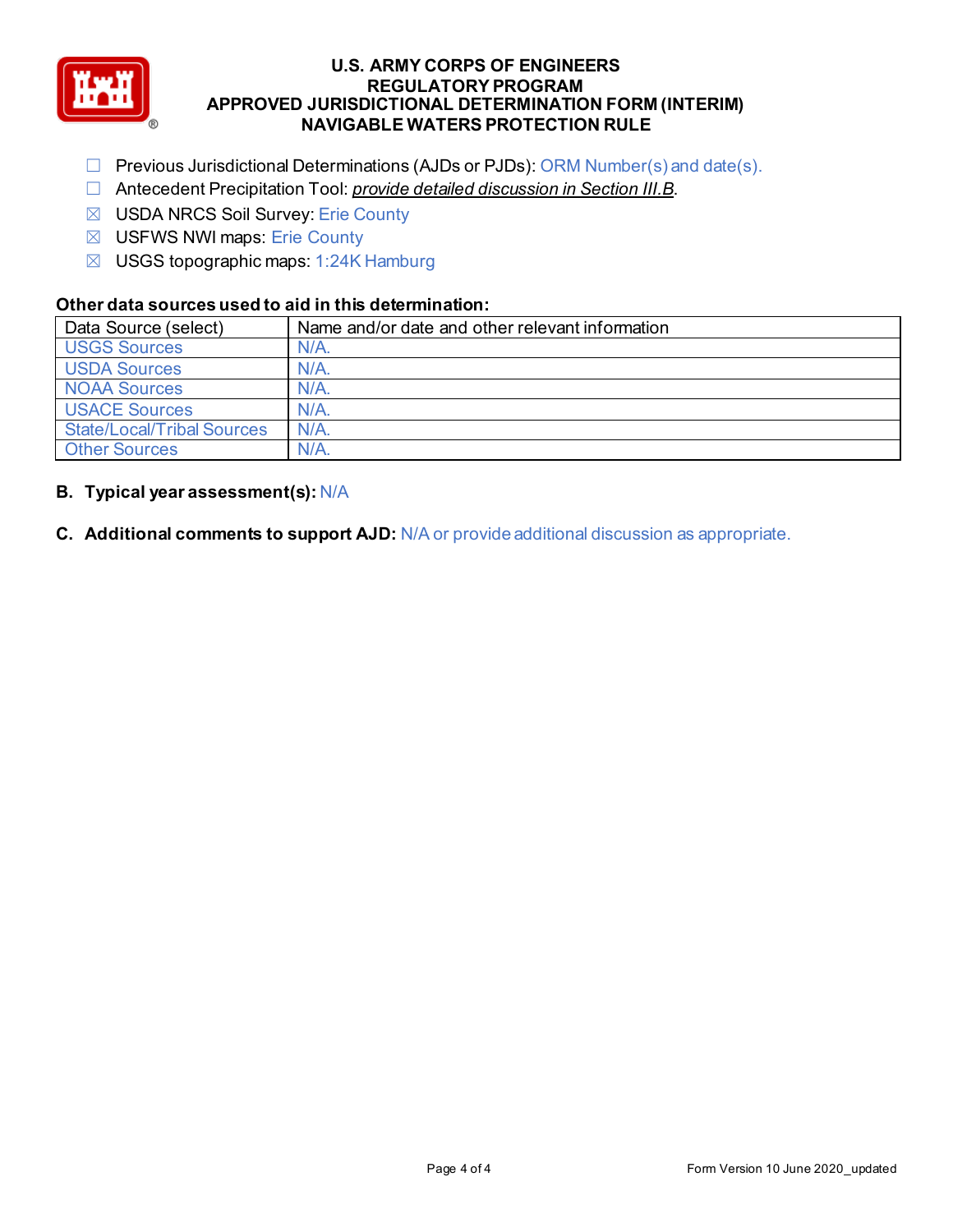# U.S. ARMY CORPS OF ENGINEERS
# REGULATORY PROGRAM
# APPROVED JURISDICTIONAL DETERMINATION FORM (INTERIM)
# NAVIGABLE WATERS PROTECTION RULE

- ☐ Previous Jurisdictional Determinations (AJDs or PJDs): ORM Number(s) and date(s).
- ☐ Antecedent Precipitation Tool: *provide detailed discussion in Section III.B*.
- ☒ USDA NRCS Soil Survey: Erie County
- ☒ USFWS NWI maps: Erie County
- ☒ USGS topographic maps: 1:24K Hamburg

**Other data sources used to aid in this determination:**

| Data Source (select) | Name and/or date and other relevant information |
|---|---|
| USGS Sources | N/A. |
| USDA Sources | N/A. |
| NOAA Sources | N/A. |
| USACE Sources | N/A. |
| State/Local/Tribal Sources | N/A. |
| Other Sources | N/A. |

**B. Typical year assessment(s):** N/A

**C. Additional comments to support AJD:** N/A or provide additional discussion as appropriate.